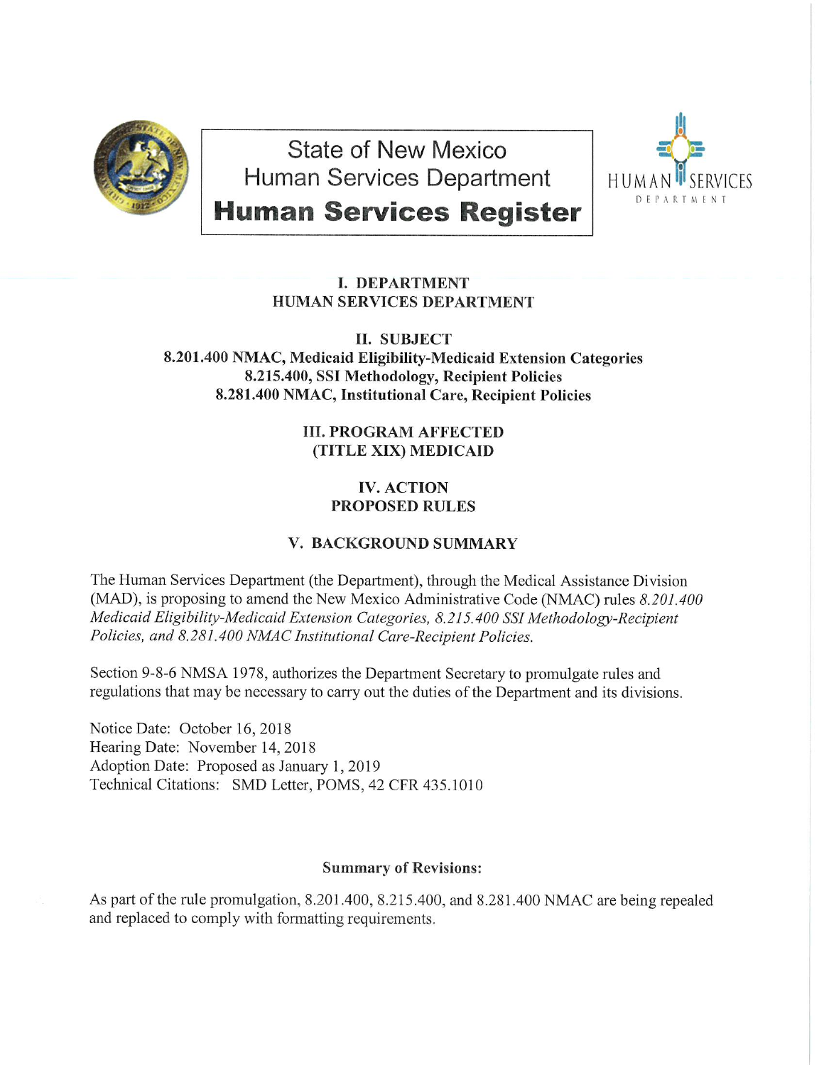# State of New Mexico
## Human Services Department
# Human Services Register

HUMAN SERVICES DEPARTMENT

**I. DEPARTMENT**
**HUMAN SERVICES DEPARTMENT**

**II. SUBJECT**
**8.201.400 NMAC, Medicaid Eligibility-Medicaid Extension Categories**
**8.215.400, SSI Methodology, Recipient Policies**
**8.281.400 NMAC, Institutional Care, Recipient Policies**

**III. PROGRAM AFFECTED**
**(TITLE XIX) MEDICAID**

**IV. ACTION**
**PROPOSED RULES**

**V. BACKGROUND SUMMARY**

The Human Services Department (the Department), through the Medical Assistance Division (MAD), is proposing to amend the New Mexico Administrative Code (NMAC) rules *8.201.400 Medicaid Eligibility-Medicaid Extension Categories, 8.215.400 SSI Methodology-Recipient Policies, and 8.281.400 NMAC Institutional Care-Recipient Policies.*

Section 9-8-6 NMSA 1978, authorizes the Department Secretary to promulgate rules and regulations that may be necessary to carry out the duties of the Department and its divisions.

Notice Date: October 16, 2018
Hearing Date: November 14, 2018
Adoption Date: Proposed as January 1, 2019
Technical Citations: SMD Letter, POMS, 42 CFR 435.1010

**Summary of Revisions:**

As part of the rule promulgation, 8.201.400, 8.215.400, and 8.281.400 NMAC are being repealed and replaced to comply with formatting requirements.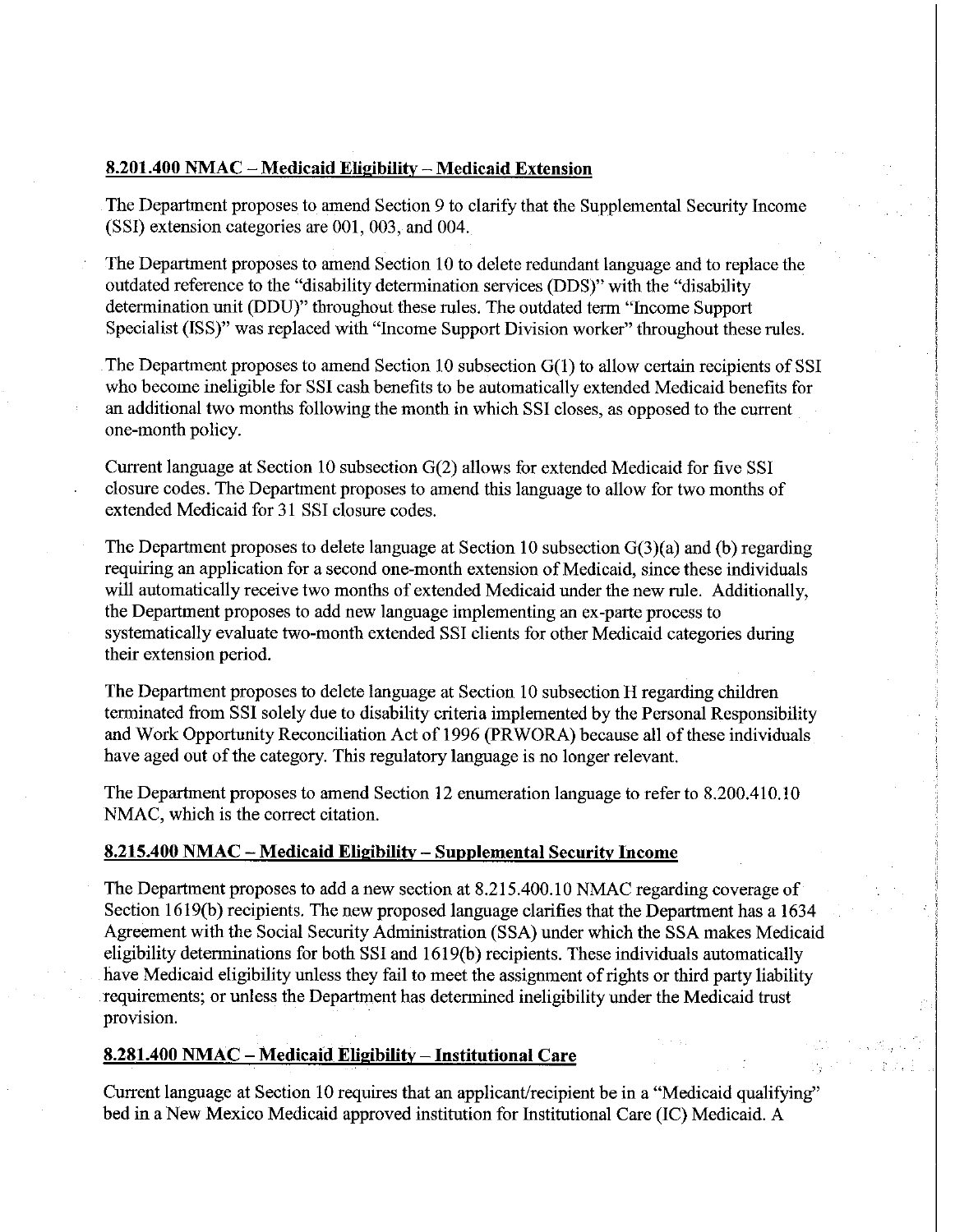**8.201.400 NMAC – Medicaid Eligibility – Medicaid Extension**

The Department proposes to amend Section 9 to clarify that the Supplemental Security Income (SSI) extension categories are 001, 003, and 004.

The Department proposes to amend Section 10 to delete redundant language and to replace the outdated reference to the "disability determination services (DDS)" with the "disability determination unit (DDU)" throughout these rules. The outdated term "Income Support Specialist (ISS)" was replaced with "Income Support Division worker" throughout these rules.

The Department proposes to amend Section 10 subsection G(1) to allow certain recipients of SSI who become ineligible for SSI cash benefits to be automatically extended Medicaid benefits for an additional two months following the month in which SSI closes, as opposed to the current one-month policy.

Current language at Section 10 subsection G(2) allows for extended Medicaid for five SSI closure codes. The Department proposes to amend this language to allow for two months of extended Medicaid for 31 SSI closure codes.

The Department proposes to delete language at Section 10 subsection G(3)(a) and (b) regarding requiring an application for a second one-month extension of Medicaid, since these individuals will automatically receive two months of extended Medicaid under the new rule. Additionally, the Department proposes to add new language implementing an ex-parte process to systematically evaluate two-month extended SSI clients for other Medicaid categories during their extension period.

The Department proposes to delete language at Section 10 subsection H regarding children terminated from SSI solely due to disability criteria implemented by the Personal Responsibility and Work Opportunity Reconciliation Act of 1996 (PRWORA) because all of these individuals have aged out of the category. This regulatory language is no longer relevant.

The Department proposes to amend Section 12 enumeration language to refer to 8.200.410.10 NMAC, which is the correct citation.

**8.215.400 NMAC – Medicaid Eligibility – Supplemental Security Income**

The Department proposes to add a new section at 8.215.400.10 NMAC regarding coverage of Section 1619(b) recipients. The new proposed language clarifies that the Department has a 1634 Agreement with the Social Security Administration (SSA) under which the SSA makes Medicaid eligibility determinations for both SSI and 1619(b) recipients. These individuals automatically have Medicaid eligibility unless they fail to meet the assignment of rights or third party liability requirements; or unless the Department has determined ineligibility under the Medicaid trust provision.

**8.281.400 NMAC – Medicaid Eligibility – Institutional Care**

Current language at Section 10 requires that an applicant/recipient be in a "Medicaid qualifying" bed in a New Mexico Medicaid approved institution for Institutional Care (IC) Medicaid. A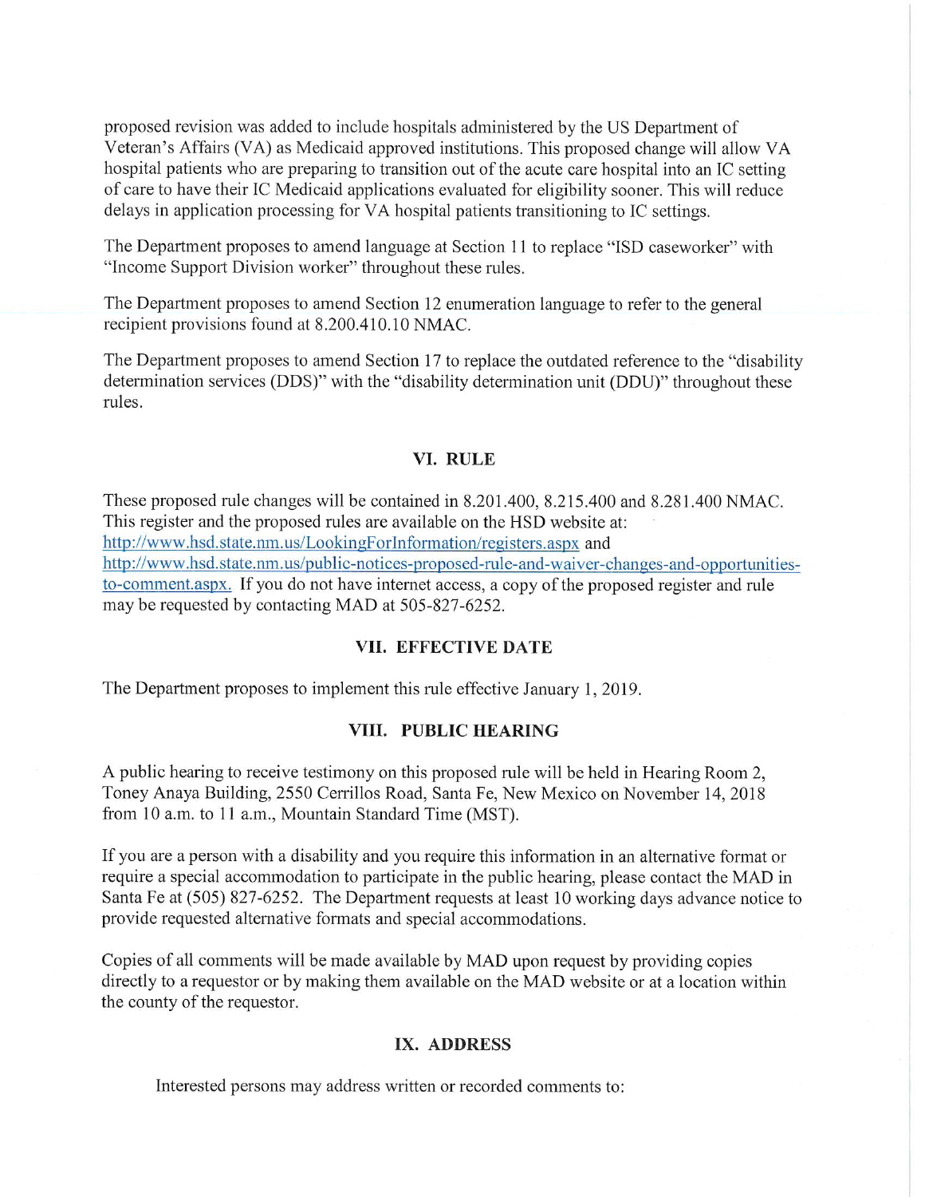proposed revision was added to include hospitals administered by the US Department of Veteran's Affairs (VA) as Medicaid approved institutions. This proposed change will allow VA hospital patients who are preparing to transition out of the acute care hospital into an IC setting of care to have their IC Medicaid applications evaluated for eligibility sooner. This will reduce delays in application processing for VA hospital patients transitioning to IC settings.

The Department proposes to amend language at Section 11 to replace "ISD caseworker" with "Income Support Division worker" throughout these rules.

The Department proposes to amend Section 12 enumeration language to refer to the general recipient provisions found at 8.200.410.10 NMAC.

The Department proposes to amend Section 17 to replace the outdated reference to the "disability determination services (DDS)" with the "disability determination unit (DDU)" throughout these rules.

## VI. RULE

These proposed rule changes will be contained in 8.201.400, 8.215.400 and 8.281.400 NMAC. This register and the proposed rules are available on the HSD website at: http://www.hsd.state.nm.us/LookingForInformation/registers.aspx and http://www.hsd.state.nm.us/public-notices-proposed-rule-and-waiver-changes-and-opportunities-to-comment.aspx. If you do not have internet access, a copy of the proposed register and rule may be requested by contacting MAD at 505-827-6252.

## VII. EFFECTIVE DATE

The Department proposes to implement this rule effective January 1, 2019.

## VIII. PUBLIC HEARING

A public hearing to receive testimony on this proposed rule will be held in Hearing Room 2, Toney Anaya Building, 2550 Cerrillos Road, Santa Fe, New Mexico on November 14, 2018 from 10 a.m. to 11 a.m., Mountain Standard Time (MST).

If you are a person with a disability and you require this information in an alternative format or require a special accommodation to participate in the public hearing, please contact the MAD in Santa Fe at (505) 827-6252. The Department requests at least 10 working days advance notice to provide requested alternative formats and special accommodations.

Copies of all comments will be made available by MAD upon request by providing copies directly to a requestor or by making them available on the MAD website or at a location within the county of the requestor.

## IX. ADDRESS

Interested persons may address written or recorded comments to: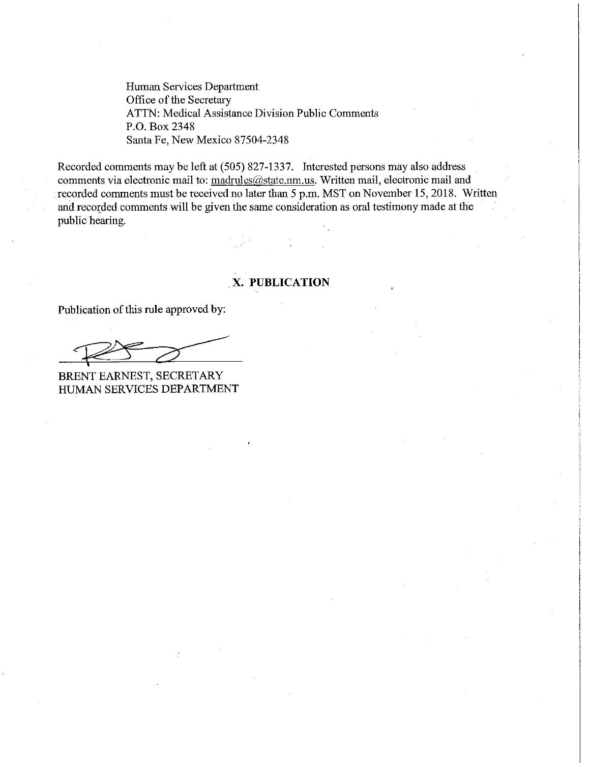Human Services Department
Office of the Secretary
ATTN: Medical Assistance Division Public Comments
P.O. Box 2348
Santa Fe, New Mexico 87504-2348

Recorded comments may be left at (505) 827-1337. Interested persons may also address comments via electronic mail to: madrules@state.nm.us. Written mail, electronic mail and recorded comments must be received no later than 5 p.m. MST on November 15, 2018. Written and recorded comments will be given the same consideration as oral testimony made at the public hearing.

## X. PUBLICATION

Publication of this rule approved by:

BRENT EARNEST, SECRETARY
HUMAN SERVICES DEPARTMENT